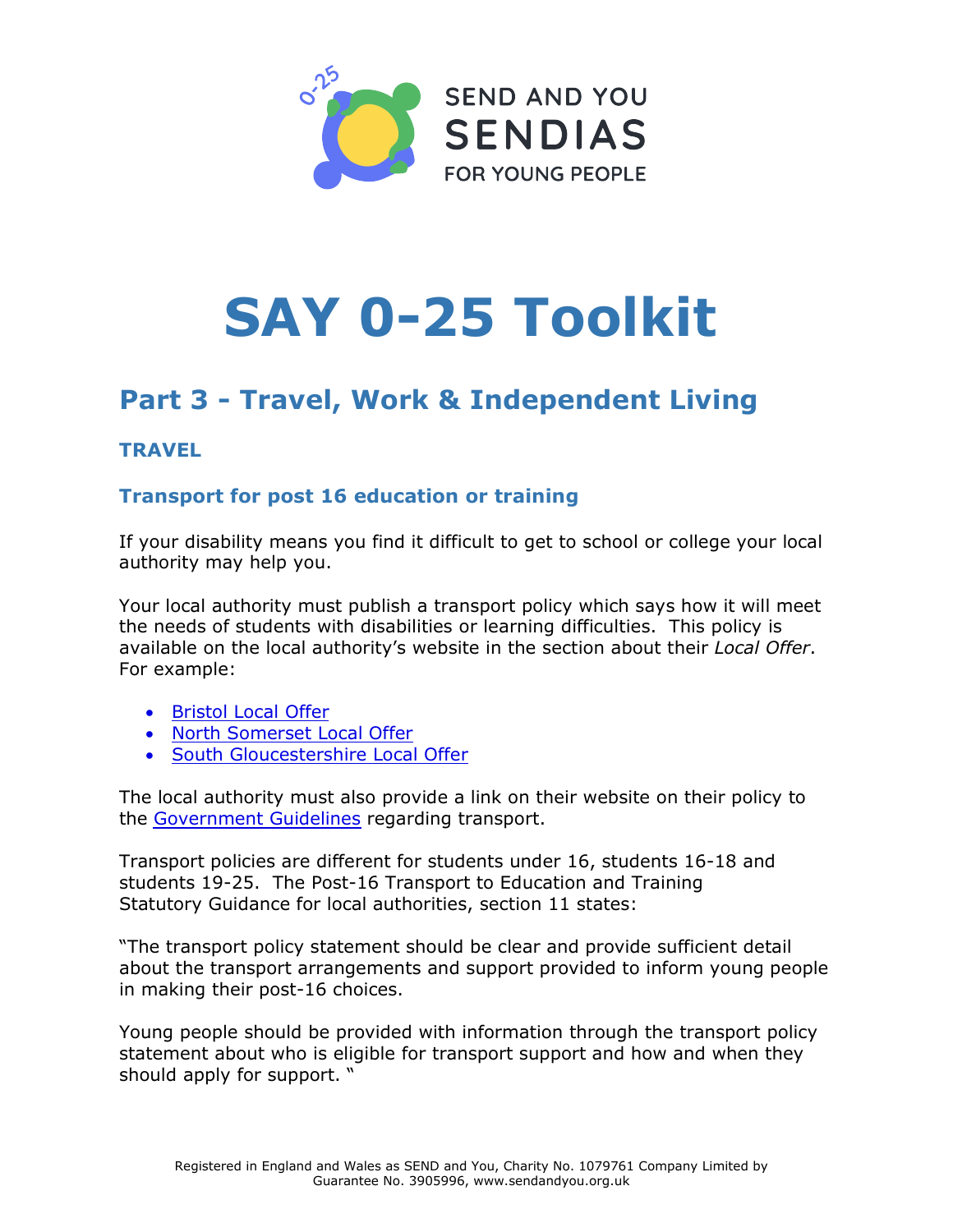SEND AND YOU
SENDIAS
FOR YOUNG PEOPLE

# SAY 0-25 Toolkit

## Part 3 - Travel, Work & Independent Living

### TRAVEL

### Transport for post 16 education or training

If your disability means you find it difficult to get to school or college your local authority may help you.

Your local authority must publish a transport policy which says how it will meet the needs of students with disabilities or learning difficulties. This policy is available on the local authority's website in the section about their *Local Offer*. For example:

- Bristol Local Offer
- North Somerset Local Offer
- South Gloucestershire Local Offer

The local authority must also provide a link on their website on their policy to the Government Guidelines regarding transport.

Transport policies are different for students under 16, students 16-18 and students 19-25. The Post-16 Transport to Education and Training Statutory Guidance for local authorities, section 11 states:

"The transport policy statement should be clear and provide sufficient detail about the transport arrangements and support provided to inform young people in making their post-16 choices.

Young people should be provided with information through the transport policy statement about who is eligible for transport support and how and when they should apply for support. "

Registered in England and Wales as SEND and You, Charity No. 1079761 Company Limited by Guarantee No. 3905996, www.sendandyou.org.uk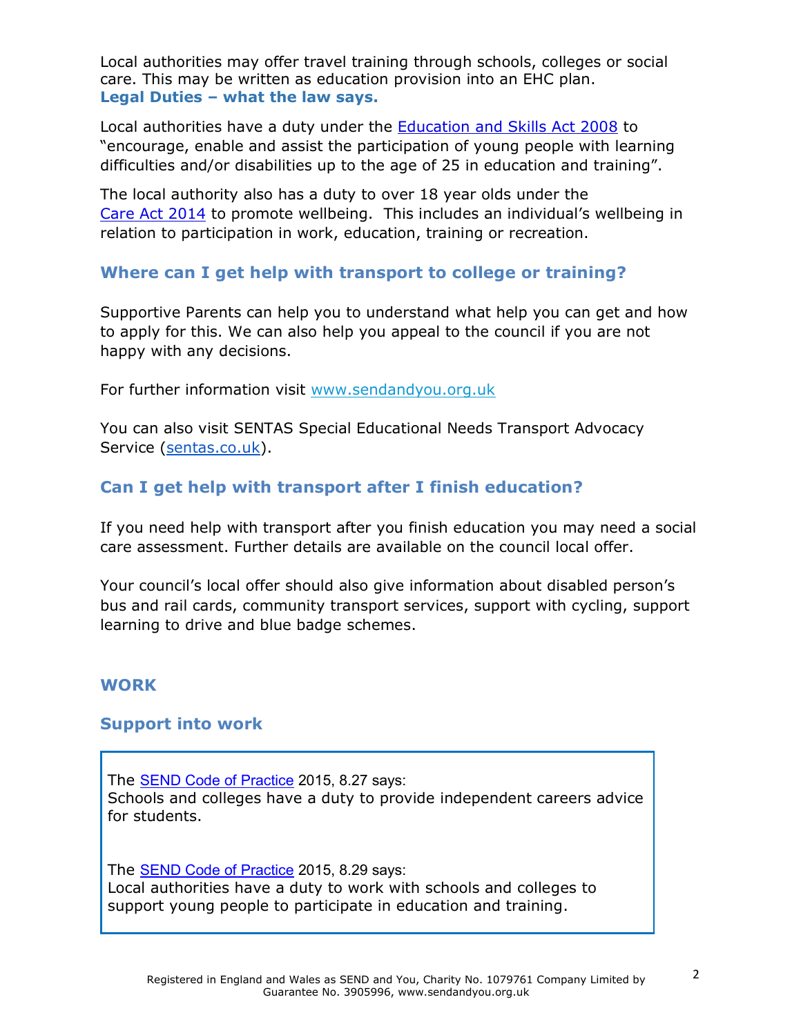Local authorities may offer travel training through schools, colleges or social care. This may be written as education provision into an EHC plan.

### Legal Duties – what the law says.

Local authorities have a duty under the [Education and Skills Act 2008](#) to "encourage, enable and assist the participation of young people with learning difficulties and/or disabilities up to the age of 25 in education and training".

The local authority also has a duty to over 18 year olds under the [Care Act 2014](#) to promote wellbeing. This includes an individual's wellbeing in relation to participation in work, education, training or recreation.

### Where can I get help with transport to college or training?

Supportive Parents can help you to understand what help you can get and how to apply for this. We can also help you appeal to the council if you are not happy with any decisions.

For further information visit www.sendandyou.org.uk

You can also visit SENTAS Special Educational Needs Transport Advocacy Service (sentas.co.uk).

### Can I get help with transport after I finish education?

If you need help with transport after you finish education you may need a social care assessment. Further details are available on the council local offer.

Your council's local offer should also give information about disabled person's bus and rail cards, community transport services, support with cycling, support learning to drive and blue badge schemes.

## WORK

### Support into work

> The [SEND Code of Practice](#) 2015, 8.27 says:
> Schools and colleges have a duty to provide independent careers advice for students.
>
> The [SEND Code of Practice](#) 2015, 8.29 says:
> Local authorities have a duty to work with schools and colleges to support young people to participate in education and training.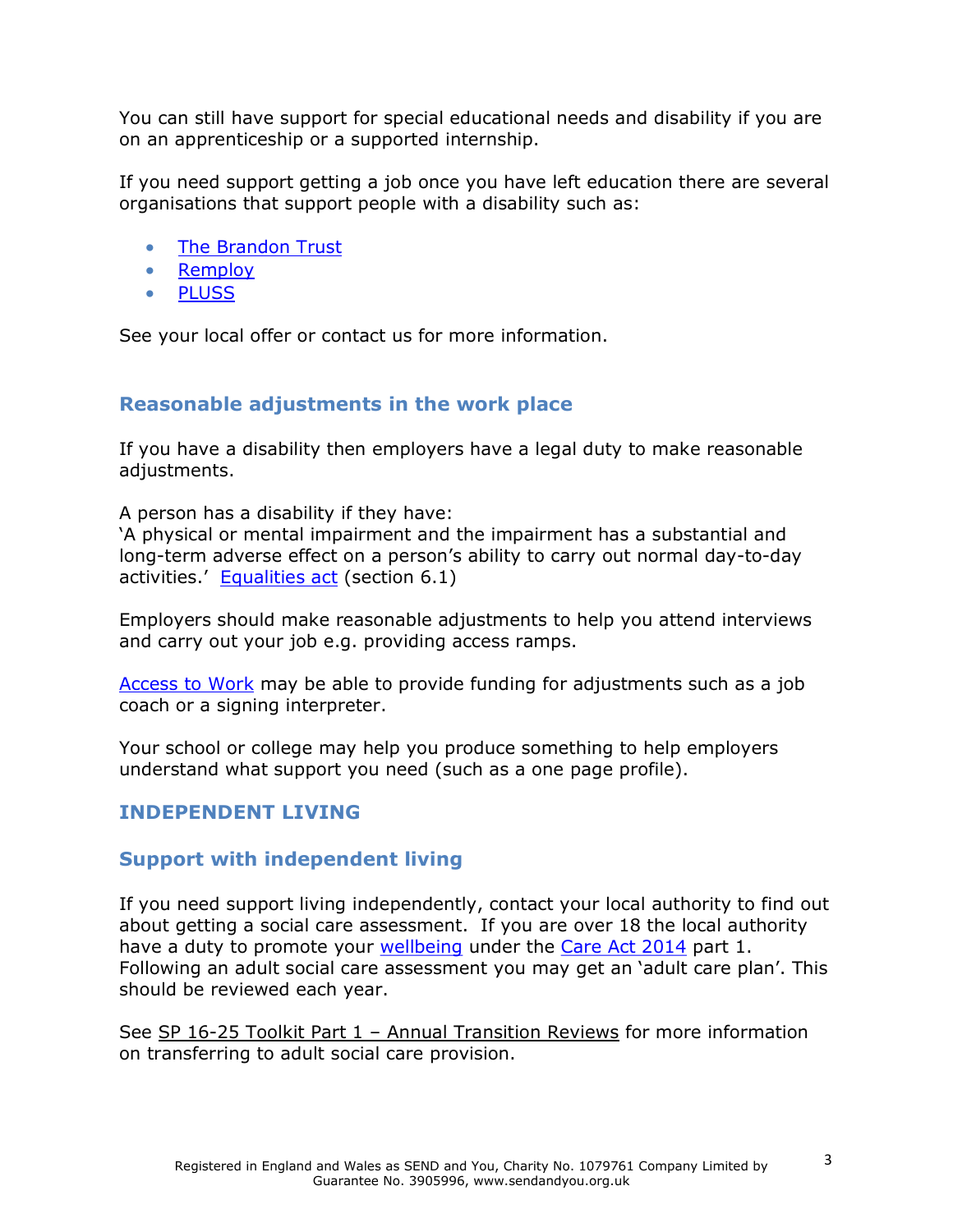You can still have support for special educational needs and disability if you are on an apprenticeship or a supported internship.

If you need support getting a job once you have left education there are several organisations that support people with a disability such as:

- The Brandon Trust
- Remploy
- PLUSS

See your local offer or contact us for more information.

### Reasonable adjustments in the work place

If you have a disability then employers have a legal duty to make reasonable adjustments.

A person has a disability if they have:
'A physical or mental impairment and the impairment has a substantial and long-term adverse effect on a person's ability to carry out normal day-to-day activities.' Equalities act (section 6.1)

Employers should make reasonable adjustments to help you attend interviews and carry out your job e.g. providing access ramps.

Access to Work may be able to provide funding for adjustments such as a job coach or a signing interpreter.

Your school or college may help you produce something to help employers understand what support you need (such as a one page profile).

## INDEPENDENT LIVING

### Support with independent living

If you need support living independently, contact your local authority to find out about getting a social care assessment. If you are over 18 the local authority have a duty to promote your wellbeing under the Care Act 2014 part 1. Following an adult social care assessment you may get an 'adult care plan'. This should be reviewed each year.

See SP 16-25 Toolkit Part 1 – Annual Transition Reviews for more information on transferring to adult social care provision.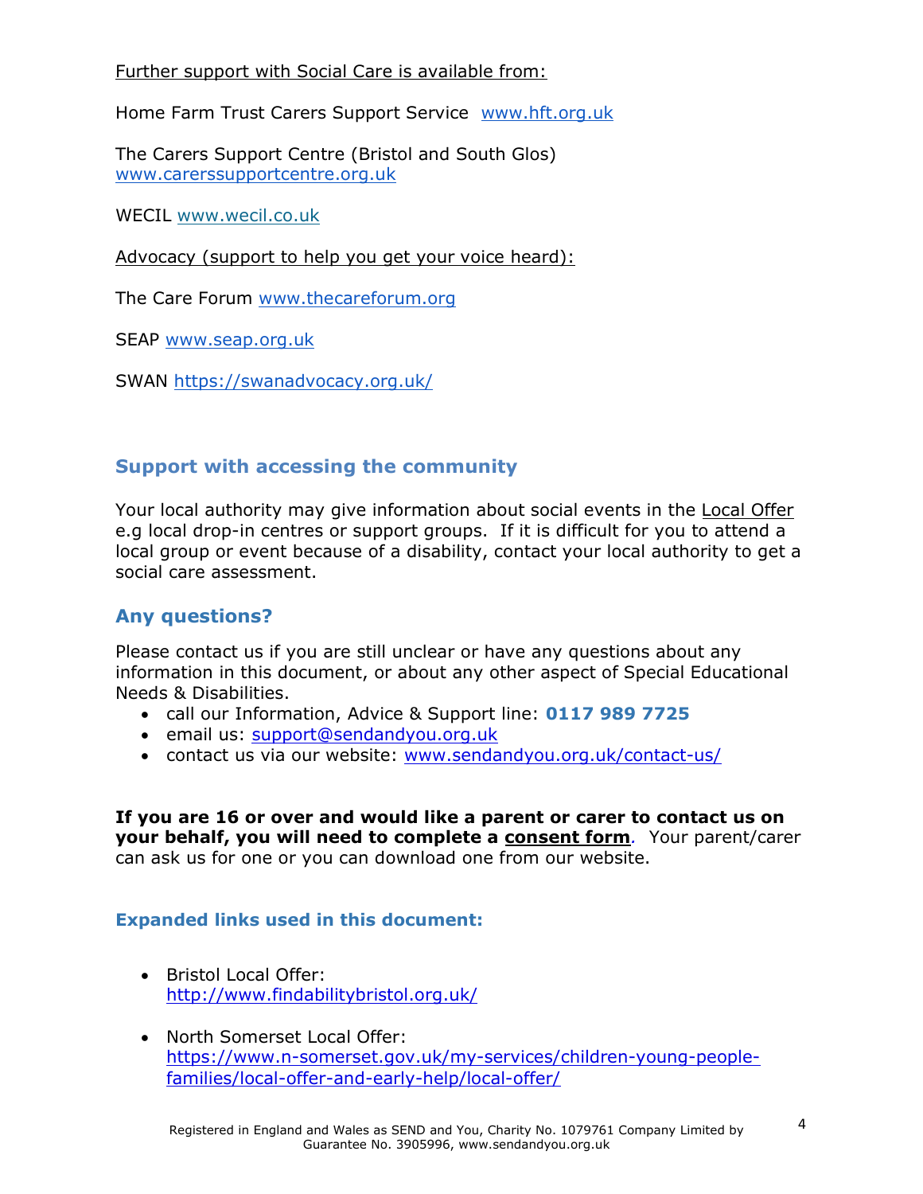Further support with Social Care is available from:

Home Farm Trust Carers Support Service www.hft.org.uk

The Carers Support Centre (Bristol and South Glos) www.carerssupportcentre.org.uk

WECIL www.wecil.co.uk

Advocacy (support to help you get your voice heard):

The Care Forum www.thecareforum.org

SEAP www.seap.org.uk

SWAN https://swanadvocacy.org.uk/

## Support with accessing the community

Your local authority may give information about social events in the Local Offer e.g local drop-in centres or support groups. If it is difficult for you to attend a local group or event because of a disability, contact your local authority to get a social care assessment.

## Any questions?

Please contact us if you are still unclear or have any questions about any information in this document, or about any other aspect of Special Educational Needs & Disabilities.

- call our Information, Advice & Support line: **0117 989 7725**
- email us: support@sendandyou.org.uk
- contact us via our website: www.sendandyou.org.uk/contact-us/

**If you are 16 or over and would like a parent or carer to contact us on your behalf, you will need to complete a consent form.** Your parent/carer can ask us for one or you can download one from our website.

## Expanded links used in this document:

- Bristol Local Offer: http://www.findabilitybristol.org.uk/
- North Somerset Local Offer: https://www.n-somerset.gov.uk/my-services/children-young-people-families/local-offer-and-early-help/local-offer/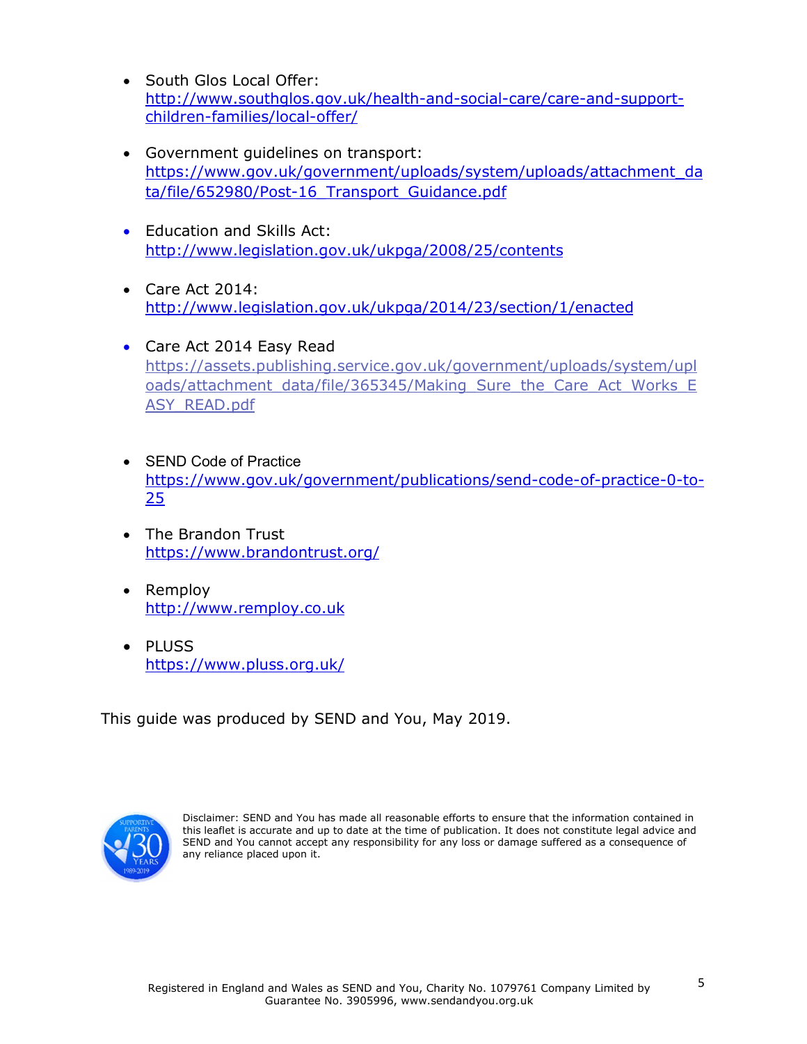- South Glos Local Offer: http://www.southglos.gov.uk/health-and-social-care/care-and-support-children-families/local-offer/

- Government guidelines on transport: https://www.gov.uk/government/uploads/system/uploads/attachment_data/file/652980/Post-16_Transport_Guidance.pdf

- Education and Skills Act: http://www.legislation.gov.uk/ukpga/2008/25/contents

- Care Act 2014: http://www.legislation.gov.uk/ukpga/2014/23/section/1/enacted

- Care Act 2014 Easy Read https://assets.publishing.service.gov.uk/government/uploads/system/uploads/attachment_data/file/365345/Making_Sure_the_Care_Act_Works_EASY_READ.pdf

- SEND Code of Practice https://www.gov.uk/government/publications/send-code-of-practice-0-to-25

- The Brandon Trust https://www.brandontrust.org/

- Remploy http://www.remploy.co.uk

- PLUSS https://www.pluss.org.uk/

This guide was produced by SEND and You, May 2019.

Disclaimer: SEND and You has made all reasonable efforts to ensure that the information contained in this leaflet is accurate and up to date at the time of publication. It does not constitute legal advice and SEND and You cannot accept any responsibility for any loss or damage suffered as a consequence of any reliance placed upon it.

Registered in England and Wales as SEND and You, Charity No. 1079761 Company Limited by Guarantee No. 3905996, www.sendandyou.org.uk